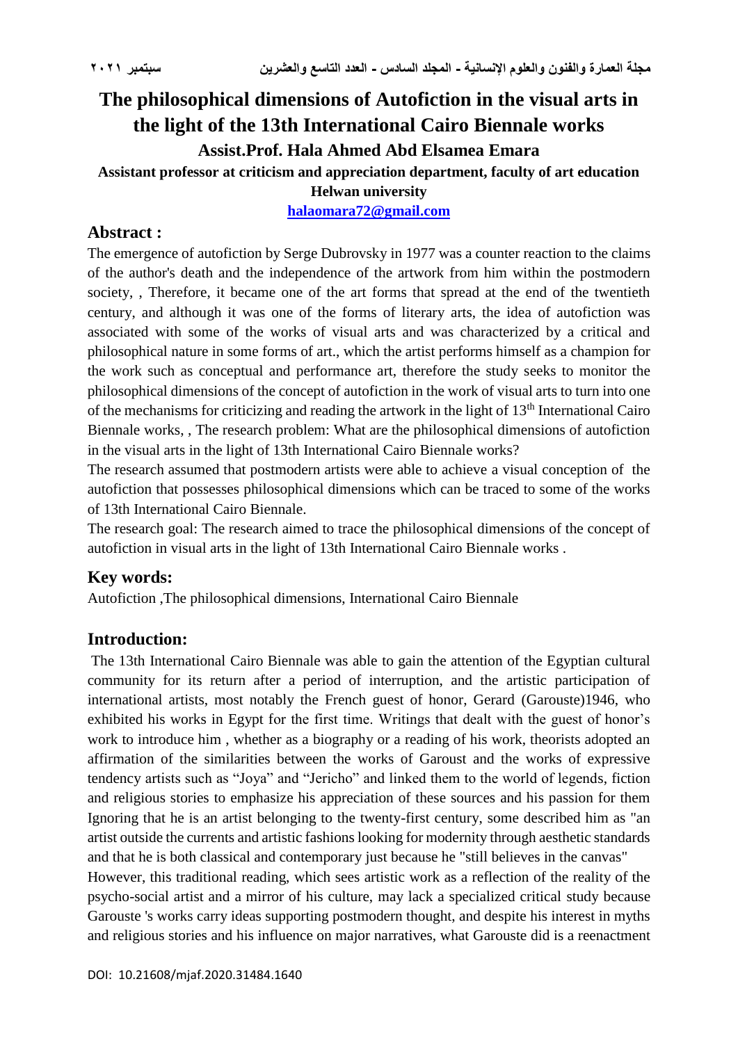# The philosophical dimensions of Autofiction in the visual arts in the light of the 13th International Cairo Biennale works

**Assist.Prof. Hala Ahmed Abd Elsamea Emara**

**Assistant professor at criticism and appreciation department, faculty of art education Helwan university**

**halaomara72@gmail.com**

## Abstract :

The emergence of autofiction by Serge Dubrovsky in 1977 was a counter reaction to the claims of the author's death and the independence of the artwork from him within the postmodern society, , Therefore, it became one of the art forms that spread at the end of the twentieth century, and although it was one of the forms of literary arts, the idea of autofiction was associated with some of the works of visual arts and was characterized by a critical and philosophical nature in some forms of art., which the artist performs himself as a champion for the work such as conceptual and performance art, therefore the study seeks to monitor the philosophical dimensions of the concept of autofiction in the work of visual arts to turn into one of the mechanisms for criticizing and reading the artwork in the light of 13th International Cairo Biennale works, , The research problem: What are the philosophical dimensions of autofiction in the visual arts in the light of 13th International Cairo Biennale works?

The research assumed that postmodern artists were able to achieve a visual conception of the autofiction that possesses philosophical dimensions which can be traced to some of the works of 13th International Cairo Biennale.

The research goal: The research aimed to trace the philosophical dimensions of the concept of autofiction in visual arts in the light of 13th International Cairo Biennale works .

## Key words:

Autofiction ,The philosophical dimensions, International Cairo Biennale

## Introduction:

The 13th International Cairo Biennale was able to gain the attention of the Egyptian cultural community for its return after a period of interruption, and the artistic participation of international artists, most notably the French guest of honor, Gerard (Garouste)1946, who exhibited his works in Egypt for the first time. Writings that dealt with the guest of honor's work to introduce him , whether as a biography or a reading of his work, theorists adopted an affirmation of the similarities between the works of Garoust and the works of expressive tendency artists such as "Joya" and "Jericho" and linked them to the world of legends, fiction and religious stories to emphasize his appreciation of these sources and his passion for them Ignoring that he is an artist belonging to the twenty-first century, some described him as "an artist outside the currents and artistic fashions looking for modernity through aesthetic standards and that he is both classical and contemporary just because he "still believes in the canvas"

However, this traditional reading, which sees artistic work as a reflection of the reality of the psycho-social artist and a mirror of his culture, may lack a specialized critical study because Garouste 's works carry ideas supporting postmodern thought, and despite his interest in myths and religious stories and his influence on major narratives, what Garouste did is a reenactment

DOI: 10.21608/mjaf.2020.31484.1640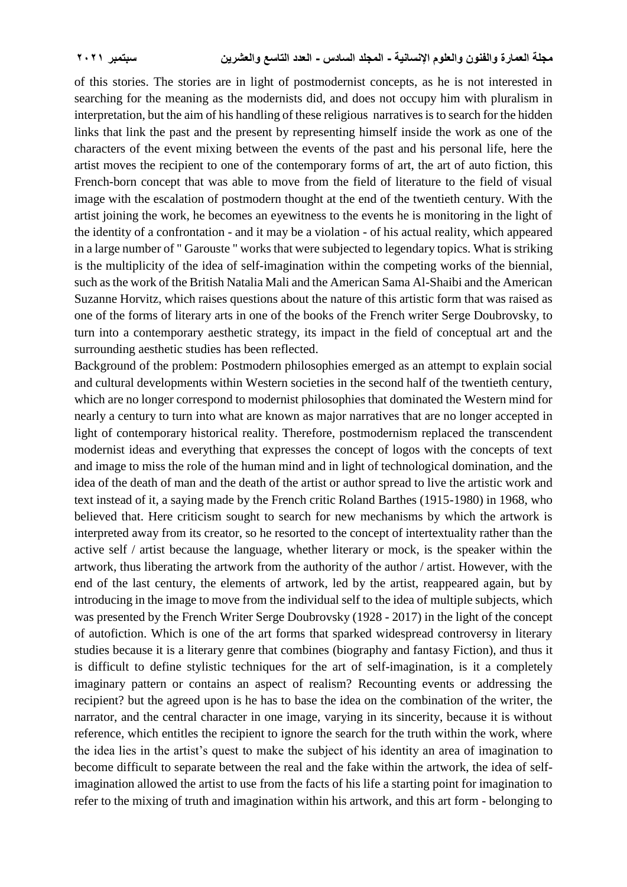of this stories. The stories are in light of postmodernist concepts, as he is not interested in searching for the meaning as the modernists did, and does not occupy him with pluralism in interpretation, but the aim of his handling of these religious narratives is to search for the hidden links that link the past and the present by representing himself inside the work as one of the characters of the event mixing between the events of the past and his personal life, here the artist moves the recipient to one of the contemporary forms of art, the art of auto fiction, this French-born concept that was able to move from the field of literature to the field of visual image with the escalation of postmodern thought at the end of the twentieth century. With the artist joining the work, he becomes an eyewitness to the events he is monitoring in the light of the identity of a confrontation - and it may be a violation - of his actual reality, which appeared in a large number of " Garouste " works that were subjected to legendary topics. What is striking is the multiplicity of the idea of self-imagination within the competing works of the biennial, such as the work of the British Natalia Mali and the American Sama Al-Shaibi and the American Suzanne Horvitz, which raises questions about the nature of this artistic form that was raised as one of the forms of literary arts in one of the books of the French writer Serge Doubrovsky, to turn into a contemporary aesthetic strategy, its impact in the field of conceptual art and the surrounding aesthetic studies has been reflected.

Background of the problem: Postmodern philosophies emerged as an attempt to explain social and cultural developments within Western societies in the second half of the twentieth century, which are no longer correspond to modernist philosophies that dominated the Western mind for nearly a century to turn into what are known as major narratives that are no longer accepted in light of contemporary historical reality. Therefore, postmodernism replaced the transcendent modernist ideas and everything that expresses the concept of logos with the concepts of text and image to miss the role of the human mind and in light of technological domination, and the idea of the death of man and the death of the artist or author spread to live the artistic work and text instead of it, a saying made by the French critic Roland Barthes (1915-1980) in 1968, who believed that. Here criticism sought to search for new mechanisms by which the artwork is interpreted away from its creator, so he resorted to the concept of intertextuality rather than the active self / artist because the language, whether literary or mock, is the speaker within the artwork, thus liberating the artwork from the authority of the author / artist. However, with the end of the last century, the elements of artwork, led by the artist, reappeared again, but by introducing in the image to move from the individual self to the idea of multiple subjects, which was presented by the French Writer Serge Doubrovsky (1928 - 2017) in the light of the concept of autofiction. Which is one of the art forms that sparked widespread controversy in literary studies because it is a literary genre that combines (biography and fantasy Fiction), and thus it is difficult to define stylistic techniques for the art of self-imagination, is it a completely imaginary pattern or contains an aspect of realism? Recounting events or addressing the recipient? but the agreed upon is he has to base the idea on the combination of the writer, the narrator, and the central character in one image, varying in its sincerity, because it is without reference, which entitles the recipient to ignore the search for the truth within the work, where the idea lies in the artist's quest to make the subject of his identity an area of imagination to become difficult to separate between the real and the fake within the artwork, the idea of self-imagination allowed the artist to use from the facts of his life a starting point for imagination to refer to the mixing of truth and imagination within his artwork, and this art form - belonging to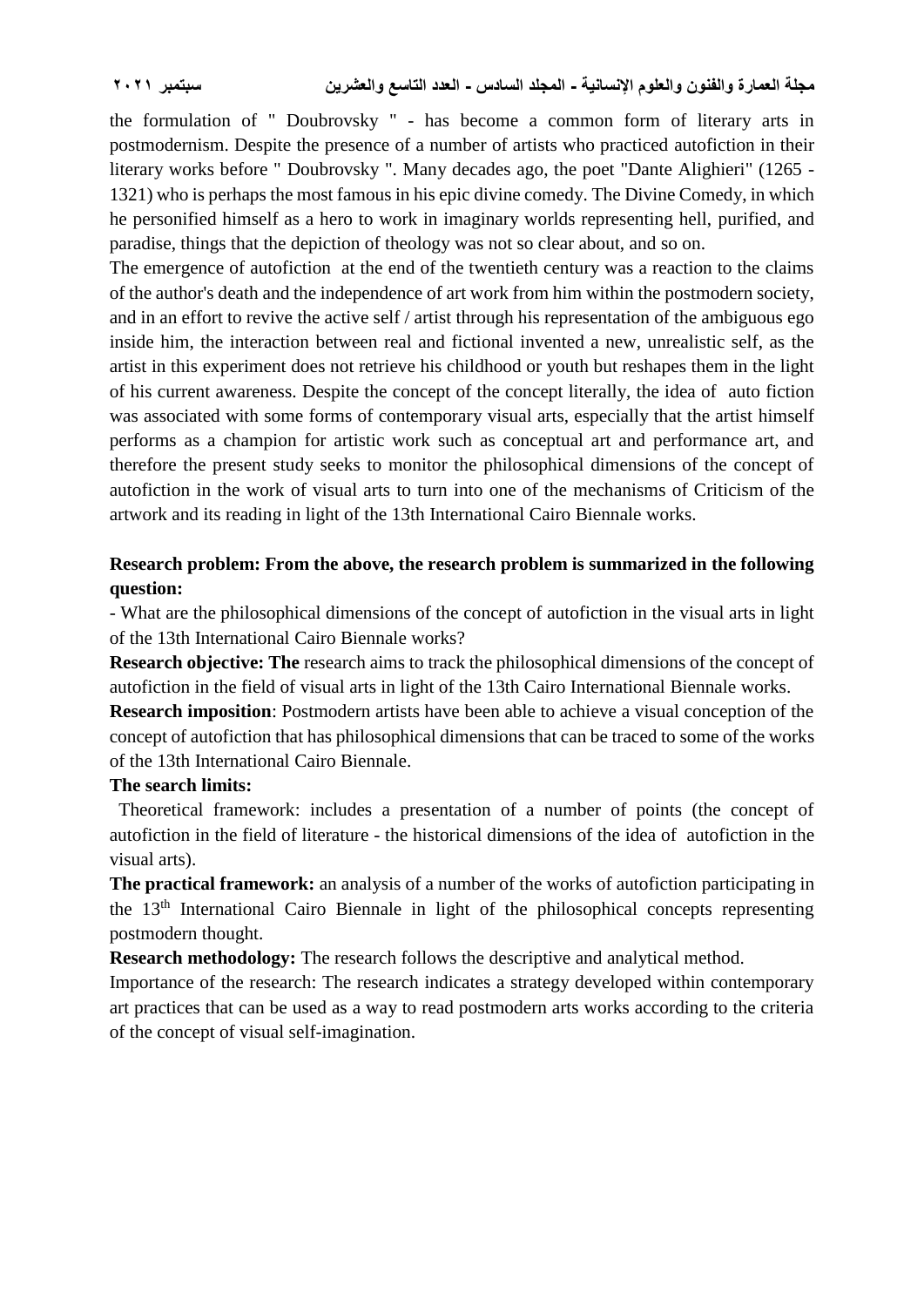the formulation of " Doubrovsky " - has become a common form of literary arts in postmodernism. Despite the presence of a number of artists who practiced autofiction in their literary works before " Doubrovsky ". Many decades ago, the poet "Dante Alighieri" (1265 - 1321) who is perhaps the most famous in his epic divine comedy. The Divine Comedy, in which he personified himself as a hero to work in imaginary worlds representing hell, purified, and paradise, things that the depiction of theology was not so clear about, and so on.

The emergence of autofiction at the end of the twentieth century was a reaction to the claims of the author's death and the independence of art work from him within the postmodern society, and in an effort to revive the active self / artist through his representation of the ambiguous ego inside him, the interaction between real and fictional invented a new, unrealistic self, as the artist in this experiment does not retrieve his childhood or youth but reshapes them in the light of his current awareness. Despite the concept of the concept literally, the idea of auto fiction was associated with some forms of contemporary visual arts, especially that the artist himself performs as a champion for artistic work such as conceptual art and performance art, and therefore the present study seeks to monitor the philosophical dimensions of the concept of autofiction in the work of visual arts to turn into one of the mechanisms of Criticism of the artwork and its reading in light of the 13th International Cairo Biennale works.

**Research problem: From the above, the research problem is summarized in the following question:**

- What are the philosophical dimensions of the concept of autofiction in the visual arts in light of the 13th International Cairo Biennale works?

**Research objective: The** research aims to track the philosophical dimensions of the concept of autofiction in the field of visual arts in light of the 13th Cairo International Biennale works.

**Research imposition**: Postmodern artists have been able to achieve a visual conception of the concept of autofiction that has philosophical dimensions that can be traced to some of the works of the 13th International Cairo Biennale.

**The search limits:**

Theoretical framework: includes a presentation of a number of points (the concept of autofiction in the field of literature - the historical dimensions of the idea of autofiction in the visual arts).

**The practical framework:** an analysis of a number of the works of autofiction participating in the 13th International Cairo Biennale in light of the philosophical concepts representing postmodern thought.

**Research methodology:** The research follows the descriptive and analytical method.

Importance of the research: The research indicates a strategy developed within contemporary art practices that can be used as a way to read postmodern arts works according to the criteria of the concept of visual self-imagination.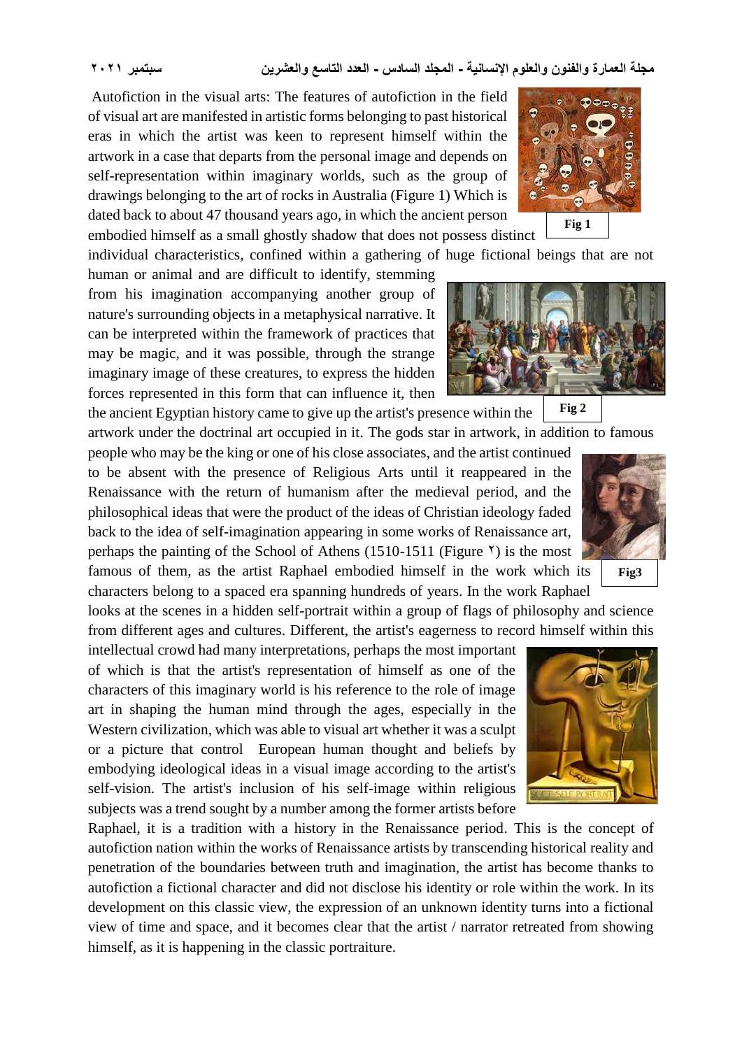Autofiction in the visual arts: The features of autofiction in the field of visual art are manifested in artistic forms belonging to past historical eras in which the artist was keen to represent himself within the artwork in a case that departs from the personal image and depends on self-representation within imaginary worlds, such as the group of drawings belonging to the art of rocks in Australia (Figure 1) Which is dated back to about 47 thousand years ago, in which the ancient person embodied himself as a small ghostly shadow that does not possess distinct individual characteristics, confined within a gathering of huge fictional beings that are not human or animal and are difficult to identify, stemming from his imagination accompanying another group of nature's surrounding objects in a metaphysical narrative. It can be interpreted within the framework of practices that may be magic, and it was possible, through the strange imaginary image of these creatures, to express the hidden forces represented in this form that can influence it, then the ancient Egyptian history came to give up the artist's presence within the artwork under the doctrinal art occupied in it. The gods star in artwork, in addition to famous people who may be the king or one of his close associates, and the artist continued to be absent with the presence of Religious Arts until it reappeared in the Renaissance with the return of humanism after the medieval period, and the philosophical ideas that were the product of the ideas of Christian ideology faded back to the idea of self-imagination appearing in some works of Renaissance art, perhaps the painting of the School of Athens (1510-1511 (Figure ٢) is the most famous of them, as the artist Raphael embodied himself in the work which its characters belong to a spaced era spanning hundreds of years. In the work Raphael looks at the scenes in a hidden self-portrait within a group of flags of philosophy and science from different ages and cultures. Different, the artist's eagerness to record himself within this intellectual crowd had many interpretations, perhaps the most important of which is that the artist's representation of himself as one of the characters of this imaginary world is his reference to the role of image art in shaping the human mind through the ages, especially in the Western civilization, which was able to visual art whether it was a sculpt or a picture that control European human thought and beliefs by embodying ideological ideas in a visual image according to the artist's self-vision. The artist's inclusion of his self-image within religious subjects was a trend sought by a number among the former artists before Raphael, it is a tradition with a history in the Renaissance period. This is the concept of autofiction nation within the works of Renaissance artists by transcending historical reality and penetration of the boundaries between truth and imagination, the artist has become thanks to autofiction a fictional character and did not disclose his identity or role within the work. In its development on this classic view, the expression of an unknown identity turns into a fictional view of time and space, and it becomes clear that the artist / narrator retreated from showing himself, as it is happening in the classic portraiture.

Fig 1

Fig 2

Fig3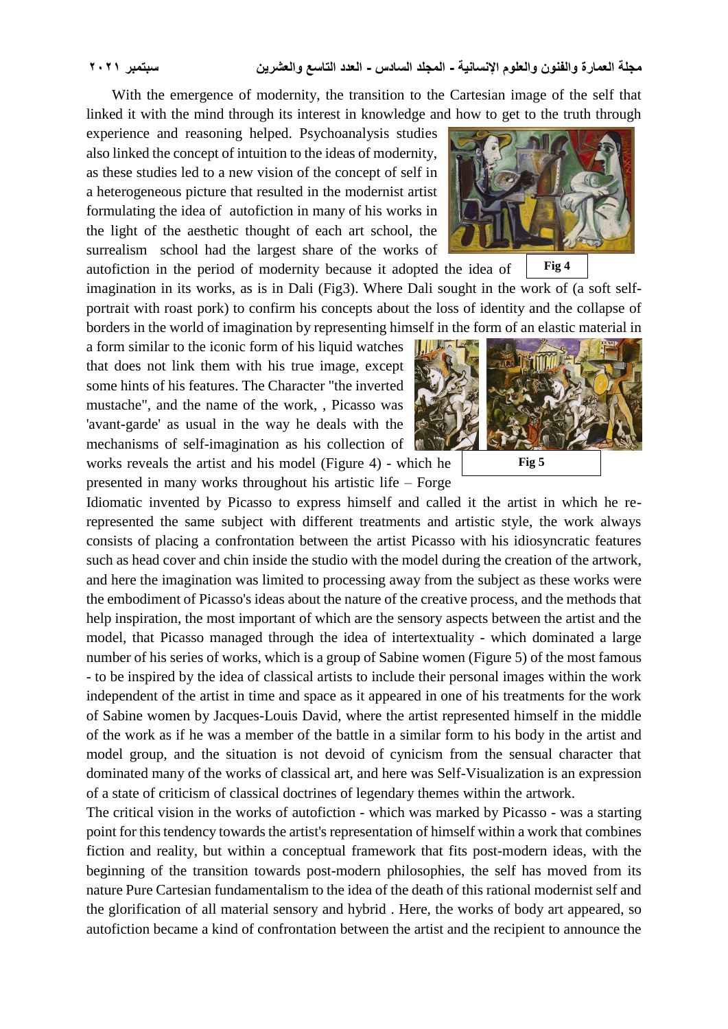With the emergence of modernity, the transition to the Cartesian image of the self that linked it with the mind through its interest in knowledge and how to get to the truth through experience and reasoning helped. Psychoanalysis studies also linked the concept of intuition to the ideas of modernity, as these studies led to a new vision of the concept of self in a heterogeneous picture that resulted in the modernist artist formulating the idea of autofiction in many of his works in the light of the aesthetic thought of each art school, the surrealism school had the largest share of the works of autofiction in the period of modernity because it adopted the idea of imagination in its works, as is in Dali (Fig3). Where Dali sought in the work of (a soft self-portrait with roast pork) to confirm his concepts about the loss of identity and the collapse of borders in the world of imagination by representing himself in the form of an elastic material in a form similar to the iconic form of his liquid watches that does not link them with his true image, except some hints of his features. The Character "the inverted mustache", and the name of the work, , Picasso was 'avant-garde' as usual in the way he deals with the mechanisms of self-imagination as his collection of works reveals the artist and his model (Figure 4) - which he presented in many works throughout his artistic life – Forge Idiomatic invented by Picasso to express himself and called it the artist in which he re-represented the same subject with different treatments and artistic style, the work always consists of placing a confrontation between the artist Picasso with his idiosyncratic features such as head cover and chin inside the studio with the model during the creation of the artwork, and here the imagination was limited to processing away from the subject as these works were the embodiment of Picasso's ideas about the nature of the creative process, and the methods that help inspiration, the most important of which are the sensory aspects between the artist and the model, that Picasso managed through the idea of intertextuality - which dominated a large number of his series of works, which is a group of Sabine women (Figure 5) of the most famous - to be inspired by the idea of classical artists to include their personal images within the work independent of the artist in time and space as it appeared in one of his treatments for the work of Sabine women by Jacques-Louis David, where the artist represented himself in the middle of the work as if he was a member of the battle in a similar form to his body in the artist and model group, and the situation is not devoid of cynicism from the sensual character that dominated many of the works of classical art, and here was Self-Visualization is an expression of a state of criticism of classical doctrines of legendary themes within the artwork.

**Fig 4**

**Fig 5**

The critical vision in the works of autofiction - which was marked by Picasso - was a starting point for this tendency towards the artist's representation of himself within a work that combines fiction and reality, but within a conceptual framework that fits post-modern ideas, with the beginning of the transition towards post-modern philosophies, the self has moved from its nature Pure Cartesian fundamentalism to the idea of the death of this rational modernist self and the glorification of all material sensory and hybrid . Here, the works of body art appeared, so autofiction became a kind of confrontation between the artist and the recipient to announce the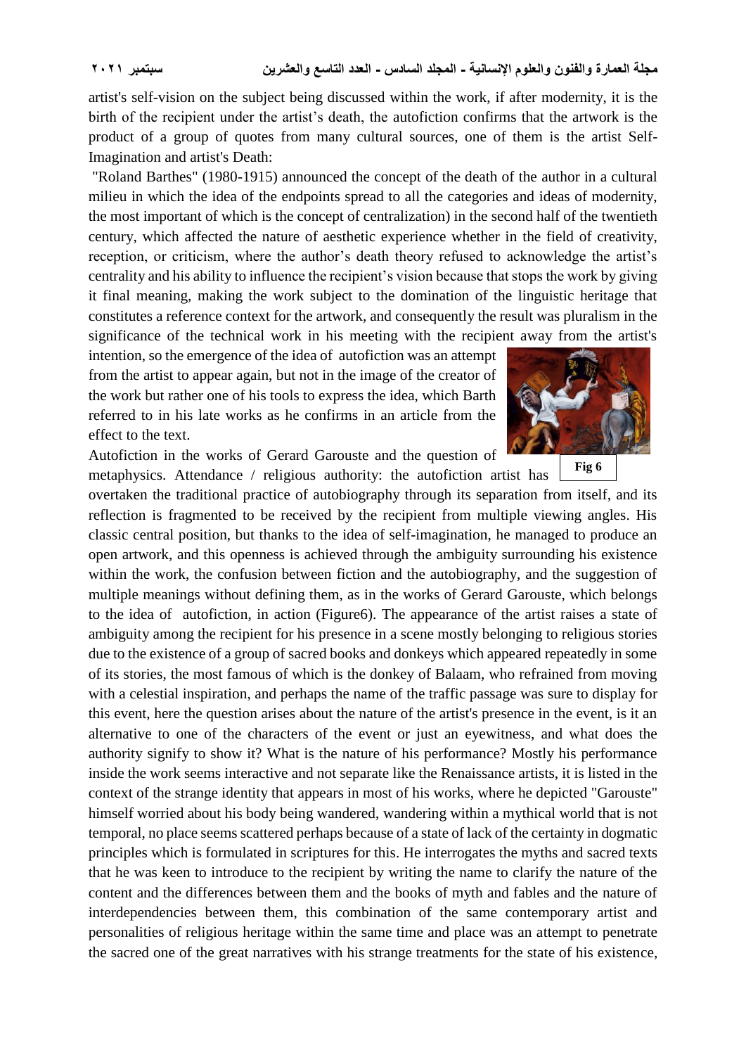artist's self-vision on the subject being discussed within the work, if after modernity, it is the birth of the recipient under the artist's death, the autofiction confirms that the artwork is the product of a group of quotes from many cultural sources, one of them is the artist Self-Imagination and artist's Death:

"Roland Barthes" (1980-1915) announced the concept of the death of the author in a cultural milieu in which the idea of the endpoints spread to all the categories and ideas of modernity, the most important of which is the concept of centralization) in the second half of the twentieth century, which affected the nature of aesthetic experience whether in the field of creativity, reception, or criticism, where the author's death theory refused to acknowledge the artist's centrality and his ability to influence the recipient's vision because that stops the work by giving it final meaning, making the work subject to the domination of the linguistic heritage that constitutes a reference context for the artwork, and consequently the result was pluralism in the significance of the technical work in his meeting with the recipient away from the artist's intention, so the emergence of the idea of autofiction was an attempt from the artist to appear again, but not in the image of the creator of the work but rather one of his tools to express the idea, which Barth referred to in his late works as he confirms in an article from the effect to the text.

Fig 6

Autofiction in the works of Gerard Garouste and the question of metaphysics. Attendance / religious authority: the autofiction artist has overtaken the traditional practice of autobiography through its separation from itself, and its reflection is fragmented to be received by the recipient from multiple viewing angles. His classic central position, but thanks to the idea of self-imagination, he managed to produce an open artwork, and this openness is achieved through the ambiguity surrounding his existence within the work, the confusion between fiction and the autobiography, and the suggestion of multiple meanings without defining them, as in the works of Gerard Garouste, which belongs to the idea of autofiction, in action (Figure6). The appearance of the artist raises a state of ambiguity among the recipient for his presence in a scene mostly belonging to religious stories due to the existence of a group of sacred books and donkeys which appeared repeatedly in some of its stories, the most famous of which is the donkey of Balaam, who refrained from moving with a celestial inspiration, and perhaps the name of the traffic passage was sure to display for this event, here the question arises about the nature of the artist's presence in the event, is it an alternative to one of the characters of the event or just an eyewitness, and what does the authority signify to show it? What is the nature of his performance? Mostly his performance inside the work seems interactive and not separate like the Renaissance artists, it is listed in the context of the strange identity that appears in most of his works, where he depicted "Garouste" himself worried about his body being wandered, wandering within a mythical world that is not temporal, no place seems scattered perhaps because of a state of lack of the certainty in dogmatic principles which is formulated in scriptures for this. He interrogates the myths and sacred texts that he was keen to introduce to the recipient by writing the name to clarify the nature of the content and the differences between them and the books of myth and fables and the nature of interdependencies between them, this combination of the same contemporary artist and personalities of religious heritage within the same time and place was an attempt to penetrate the sacred one of the great narratives with his strange treatments for the state of his existence,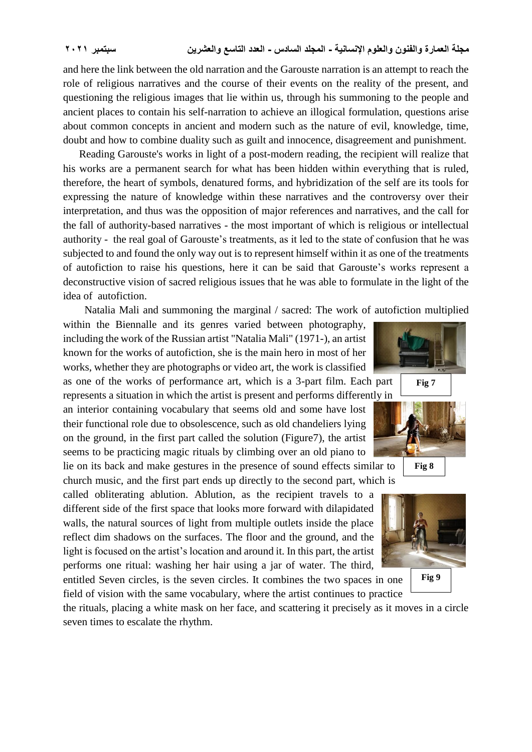and here the link between the old narration and the Garouste narration is an attempt to reach the role of religious narratives and the course of their events on the reality of the present, and questioning the religious images that lie within us, through his summoning to the people and ancient places to contain his self-narration to achieve an illogical formulation, questions arise about common concepts in ancient and modern such as the nature of evil, knowledge, time, doubt and how to combine duality such as guilt and innocence, disagreement and punishment.

Reading Garouste's works in light of a post-modern reading, the recipient will realize that his works are a permanent search for what has been hidden within everything that is ruled, therefore, the heart of symbols, denatured forms, and hybridization of the self are its tools for expressing the nature of knowledge within these narratives and the controversy over their interpretation, and thus was the opposition of major references and narratives, and the call for the fall of authority-based narratives - the most important of which is religious or intellectual authority - the real goal of Garouste's treatments, as it led to the state of confusion that he was subjected to and found the only way out is to represent himself within it as one of the treatments of autofiction to raise his questions, here it can be said that Garouste's works represent a deconstructive vision of sacred religious issues that he was able to formulate in the light of the idea of autofiction.

Natalia Mali and summoning the marginal / sacred: The work of autofiction multiplied within the Biennalle and its genres varied between photography, including the work of the Russian artist "Natalia Mali" (1971-), an artist known for the works of autofiction, she is the main hero in most of her works, whether they are photographs or video art, the work is classified as one of the works of performance art, which is a 3-part film. Each part represents a situation in which the artist is present and performs differently in an interior containing vocabulary that seems old and some have lost their functional role due to obsolescence, such as old chandeliers lying on the ground, in the first part called the solution (Figure7), the artist seems to be practicing magic rituals by climbing over an old piano to lie on its back and make gestures in the presence of sound effects similar to church music, and the first part ends up directly to the second part, which is called obliterating ablution. Ablution, as the recipient travels to a different side of the first space that looks more forward with dilapidated walls, the natural sources of light from multiple outlets inside the place reflect dim shadows on the surfaces. The floor and the ground, and the light is focused on the artist's location and around it. In this part, the artist performs one ritual: washing her hair using a jar of water. The third, entitled Seven circles, is the seven circles. It combines the two spaces in one field of vision with the same vocabulary, where the artist continues to practice the rituals, placing a white mask on her face, and scattering it precisely as it moves in a circle seven times to escalate the rhythm.

Fig 7

Fig 8

Fig 9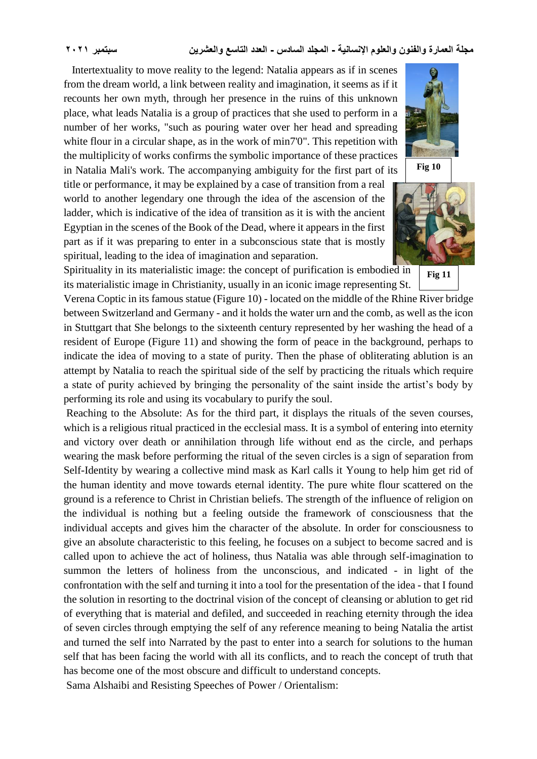Intertextuality to move reality to the legend: Natalia appears as if in scenes from the dream world, a link between reality and imagination, it seems as if it recounts her own myth, through her presence in the ruins of this unknown place, what leads Natalia is a group of practices that she used to perform in a number of her works, "such as pouring water over her head and spreading white flour in a circular shape, as in the work of min7'0". This repetition with the multiplicity of works confirms the symbolic importance of these practices in Natalia Mali's work. The accompanying ambiguity for the first part of its title or performance, it may be explained by a case of transition from a real world to another legendary one through the idea of the ascension of the ladder, which is indicative of the idea of transition as it is with the ancient Egyptian in the scenes of the Book of the Dead, where it appears in the first part as if it was preparing to enter in a subconscious state that is mostly spiritual, leading to the idea of imagination and separation.

Fig 10

Fig 11

Spirituality in its materialistic image: the concept of purification is embodied in its materialistic image in Christianity, usually in an iconic image representing St. Verena Coptic in its famous statue (Figure 10) - located on the middle of the Rhine River bridge between Switzerland and Germany - and it holds the water urn and the comb, as well as the icon in Stuttgart that She belongs to the sixteenth century represented by her washing the head of a resident of Europe (Figure 11) and showing the form of peace in the background, perhaps to indicate the idea of moving to a state of purity. Then the phase of obliterating ablution is an attempt by Natalia to reach the spiritual side of the self by practicing the rituals which require a state of purity achieved by bringing the personality of the saint inside the artist's body by performing its role and using its vocabulary to purify the soul.

Reaching to the Absolute: As for the third part, it displays the rituals of the seven courses, which is a religious ritual practiced in the ecclesial mass. It is a symbol of entering into eternity and victory over death or annihilation through life without end as the circle, and perhaps wearing the mask before performing the ritual of the seven circles is a sign of separation from Self-Identity by wearing a collective mind mask as Karl calls it Young to help him get rid of the human identity and move towards eternal identity. The pure white flour scattered on the ground is a reference to Christ in Christian beliefs. The strength of the influence of religion on the individual is nothing but a feeling outside the framework of consciousness that the individual accepts and gives him the character of the absolute. In order for consciousness to give an absolute characteristic to this feeling, he focuses on a subject to become sacred and is called upon to achieve the act of holiness, thus Natalia was able through self-imagination to summon the letters of holiness from the unconscious, and indicated - in light of the confrontation with the self and turning it into a tool for the presentation of the idea - that I found the solution in resorting to the doctrinal vision of the concept of cleansing or ablution to get rid of everything that is material and defiled, and succeeded in reaching eternity through the idea of seven circles through emptying the self of any reference meaning to being Natalia the artist and turned the self into Narrated by the past to enter into a search for solutions to the human self that has been facing the world with all its conflicts, and to reach the concept of truth that has become one of the most obscure and difficult to understand concepts.

Sama Alshaibi and Resisting Speeches of Power / Orientalism: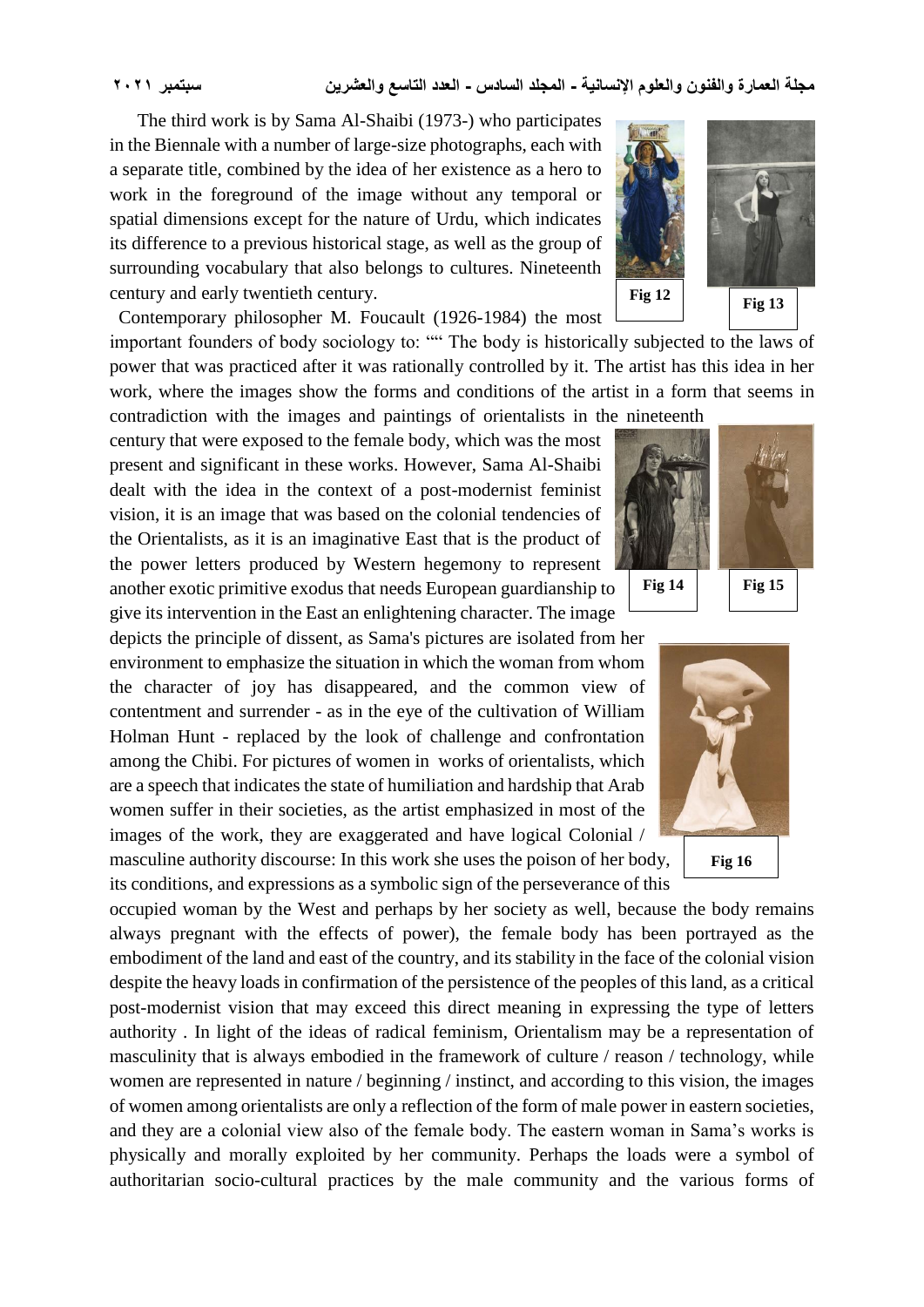The third work is by Sama Al-Shaibi (1973-) who participates in the Biennale with a number of large-size photographs, each with a separate title, combined by the idea of her existence as a hero to work in the foreground of the image without any temporal or spatial dimensions except for the nature of Urdu, which indicates its difference to a previous historical stage, as well as the group of surrounding vocabulary that also belongs to cultures. Nineteenth century and early twentieth century.

Fig 12

Fig 13

Contemporary philosopher M. Foucault (1926-1984) the most important founders of body sociology to: "" The body is historically subjected to the laws of power that was practiced after it was rationally controlled by it. The artist has this idea in her work, where the images show the forms and conditions of the artist in a form that seems in contradiction with the images and paintings of orientalists in the nineteenth century that were exposed to the female body, which was the most present and significant in these works. However, Sama Al-Shaibi dealt with the idea in the context of a post-modernist feminist vision, it is an image that was based on the colonial tendencies of the Orientalists, as it is an imaginative East that is the product of the power letters produced by Western hegemony to represent another exotic primitive exodus that needs European guardianship to give its intervention in the East an enlightening character. The image depicts the principle of dissent, as Sama's pictures are isolated from her environment to emphasize the situation in which the woman from whom the character of joy has disappeared, and the common view of contentment and surrender - as in the eye of the cultivation of William Holman Hunt - replaced by the look of challenge and confrontation among the Chibi. For pictures of women in works of orientalists, which are a speech that indicates the state of humiliation and hardship that Arab women suffer in their societies, as the artist emphasized in most of the images of the work, they are exaggerated and have logical Colonial / masculine authority discourse: In this work she uses the poison of her body, its conditions, and expressions as a symbolic sign of the perseverance of this occupied woman by the West and perhaps by her society as well, because the body remains always pregnant with the effects of power), the female body has been portrayed as the embodiment of the land and east of the country, and its stability in the face of the colonial vision despite the heavy loads in confirmation of the persistence of the peoples of this land, as a critical post-modernist vision that may exceed this direct meaning in expressing the type of letters authority . In light of the ideas of radical feminism, Orientalism may be a representation of masculinity that is always embodied in the framework of culture / reason / technology, while women are represented in nature / beginning / instinct, and according to this vision, the images of women among orientalists are only a reflection of the form of male power in eastern societies, and they are a colonial view also of the female body. The eastern woman in Sama's works is physically and morally exploited by her community. Perhaps the loads were a symbol of authoritarian socio-cultural practices by the male community and the various forms of

Fig 14

Fig 15

Fig 16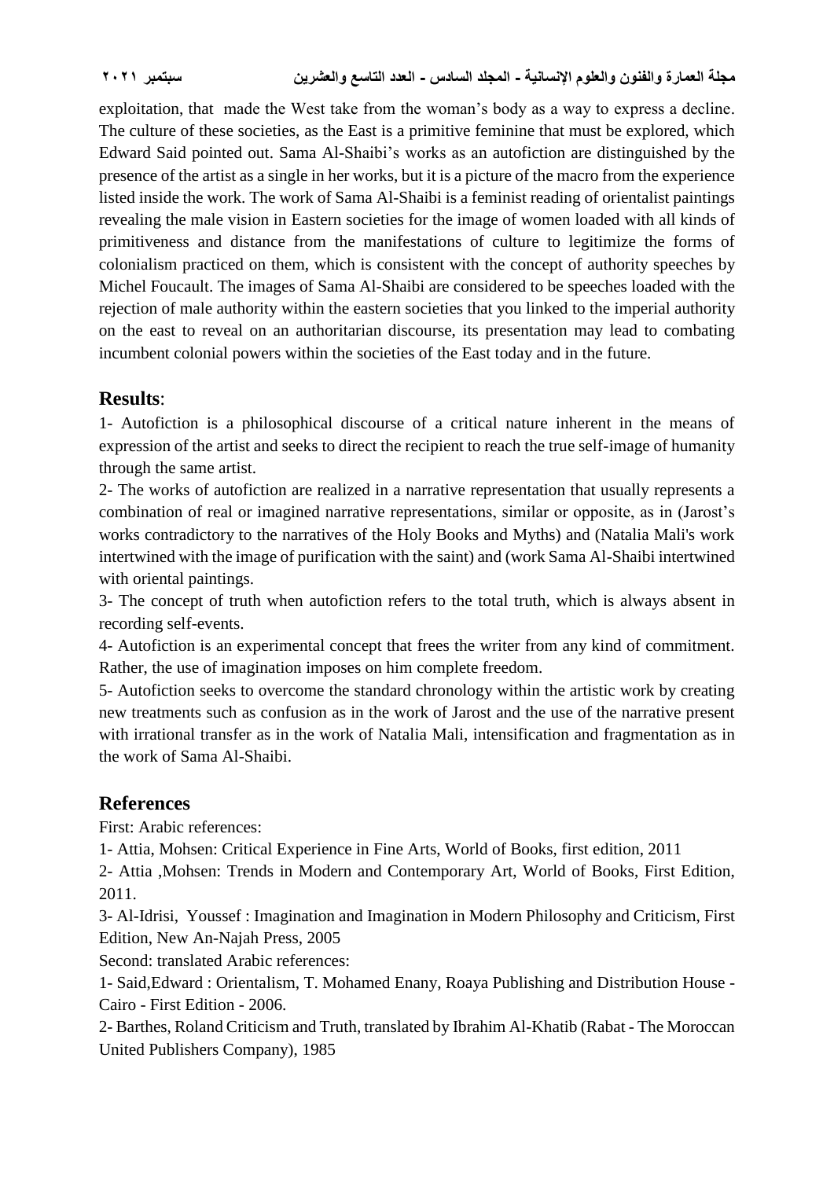exploitation, that made the West take from the woman's body as a way to express a decline. The culture of these societies, as the East is a primitive feminine that must be explored, which Edward Said pointed out. Sama Al-Shaibi's works as an autofiction are distinguished by the presence of the artist as a single in her works, but it is a picture of the macro from the experience listed inside the work. The work of Sama Al-Shaibi is a feminist reading of orientalist paintings revealing the male vision in Eastern societies for the image of women loaded with all kinds of primitiveness and distance from the manifestations of culture to legitimize the forms of colonialism practiced on them, which is consistent with the concept of authority speeches by Michel Foucault. The images of Sama Al-Shaibi are considered to be speeches loaded with the rejection of male authority within the eastern societies that you linked to the imperial authority on the east to reveal on an authoritarian discourse, its presentation may lead to combating incumbent colonial powers within the societies of the East today and in the future.

## **Results**:

1- Autofiction is a philosophical discourse of a critical nature inherent in the means of expression of the artist and seeks to direct the recipient to reach the true self-image of humanity through the same artist.

2- The works of autofiction are realized in a narrative representation that usually represents a combination of real or imagined narrative representations, similar or opposite, as in (Jarost's works contradictory to the narratives of the Holy Books and Myths) and (Natalia Mali's work intertwined with the image of purification with the saint) and (work Sama Al-Shaibi intertwined with oriental paintings.

3- The concept of truth when autofiction refers to the total truth, which is always absent in recording self-events.

4- Autofiction is an experimental concept that frees the writer from any kind of commitment. Rather, the use of imagination imposes on him complete freedom.

5- Autofiction seeks to overcome the standard chronology within the artistic work by creating new treatments such as confusion as in the work of Jarost and the use of the narrative present with irrational transfer as in the work of Natalia Mali, intensification and fragmentation as in the work of Sama Al-Shaibi.

## **References**

First: Arabic references:

1- Attia, Mohsen: Critical Experience in Fine Arts, World of Books, first edition, 2011

2- Attia ,Mohsen: Trends in Modern and Contemporary Art, World of Books, First Edition, 2011.

3- Al-Idrisi, Youssef : Imagination and Imagination in Modern Philosophy and Criticism, First Edition, New An-Najah Press, 2005

Second: translated Arabic references:

1- Said,Edward : Orientalism, T. Mohamed Enany, Roaya Publishing and Distribution House - Cairo - First Edition - 2006.

2- Barthes, Roland Criticism and Truth, translated by Ibrahim Al-Khatib (Rabat - The Moroccan United Publishers Company), 1985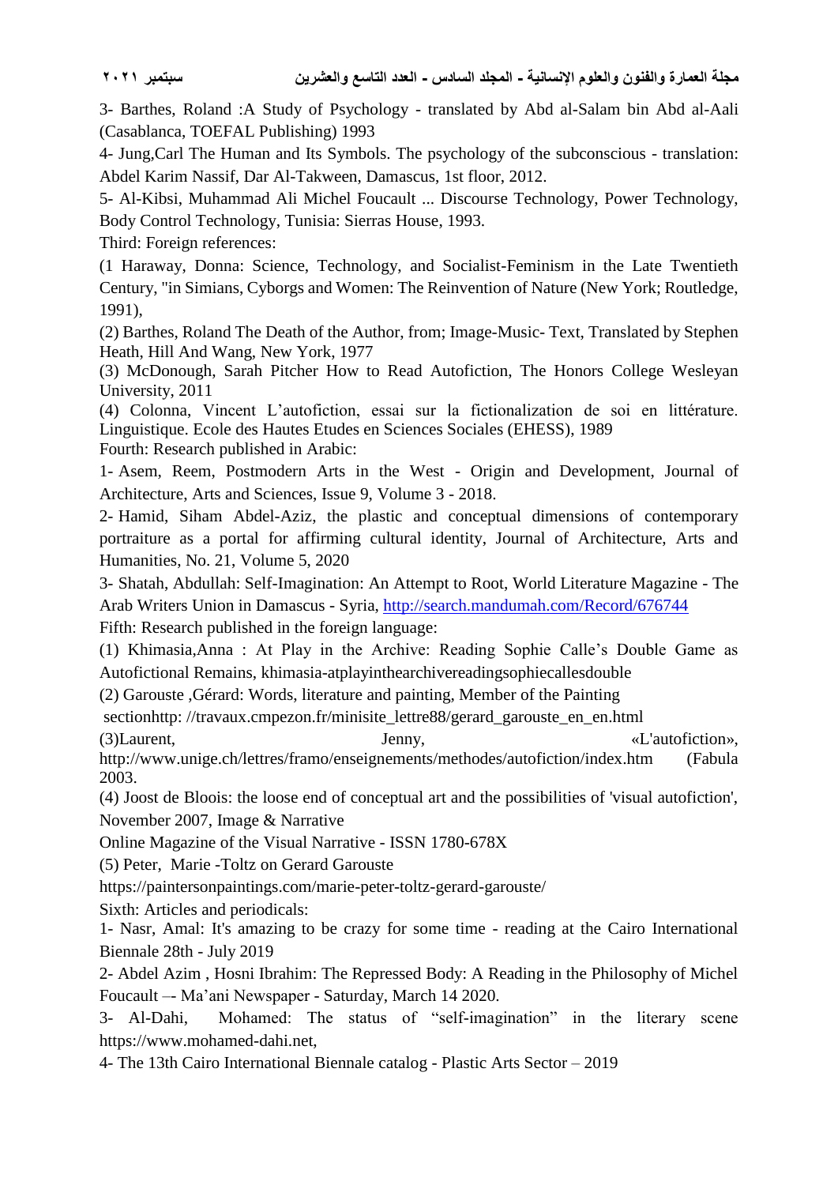3- Barthes, Roland :A Study of Psychology - translated by Abd al-Salam bin Abd al-Aali (Casablanca, TOEFAL Publishing) 1993

4- Jung,Carl The Human and Its Symbols. The psychology of the subconscious - translation: Abdel Karim Nassif, Dar Al-Takween, Damascus, 1st floor, 2012.

5- Al-Kibsi, Muhammad Ali Michel Foucault ... Discourse Technology, Power Technology, Body Control Technology, Tunisia: Sierras House, 1993.

Third: Foreign references:

(1 Haraway, Donna: Science, Technology, and Socialist-Feminism in the Late Twentieth Century, "in Simians, Cyborgs and Women: The Reinvention of Nature (New York; Routledge, 1991),

(2) Barthes, Roland The Death of the Author, from; Image-Music- Text, Translated by Stephen Heath, Hill And Wang, New York, 1977

(3) McDonough, Sarah Pitcher How to Read Autofiction, The Honors College Wesleyan University, 2011

(4) Colonna, Vincent L'autofiction, essai sur la fictionalization de soi en littérature. Linguistique. Ecole des Hautes Etudes en Sciences Sociales (EHESS), 1989

Fourth: Research published in Arabic:

1- Asem, Reem, Postmodern Arts in the West - Origin and Development, Journal of Architecture, Arts and Sciences, Issue 9, Volume 3 - 2018.

2- Hamid, Siham Abdel-Aziz, the plastic and conceptual dimensions of contemporary portraiture as a portal for affirming cultural identity, Journal of Architecture, Arts and Humanities, No. 21, Volume 5, 2020

3- Shatah, Abdullah: Self-Imagination: An Attempt to Root, World Literature Magazine - The Arab Writers Union in Damascus - Syria, http://search.mandumah.com/Record/676744

Fifth: Research published in the foreign language:

(1) Khimasia,Anna : At Play in the Archive: Reading Sophie Calle's Double Game as Autofictional Remains, khimasia-atplayinthearchivereadingsophiecallesdouble

(2) Garouste ,Gérard: Words, literature and painting, Member of the Painting sectionhttp: //travaux.cmpezon.fr/minisite_lettre88/gerard_garouste_en_en.html

(3)Laurent, Jenny, «L'autofiction», http://www.unige.ch/lettres/framo/enseignements/methodes/autofiction/index.htm (Fabula 2003.

(4) Joost de Bloois: the loose end of conceptual art and the possibilities of 'visual autofiction', November 2007, Image & Narrative Online Magazine of the Visual Narrative - ISSN 1780-678X

(5) Peter, Marie -Toltz on Gerard Garouste https://paintersonpaintings.com/marie-peter-toltz-gerard-garouste/

Sixth: Articles and periodicals:

1- Nasr, Amal: It's amazing to be crazy for some time - reading at the Cairo International Biennale 28th - July 2019

2- Abdel Azim , Hosni Ibrahim: The Repressed Body: A Reading in the Philosophy of Michel Foucault –- Ma'ani Newspaper - Saturday, March 14 2020.

3- Al-Dahi, Mohamed: The status of "self-imagination" in the literary scene https://www.mohamed-dahi.net,

4- The 13th Cairo International Biennale catalog - Plastic Arts Sector – 2019